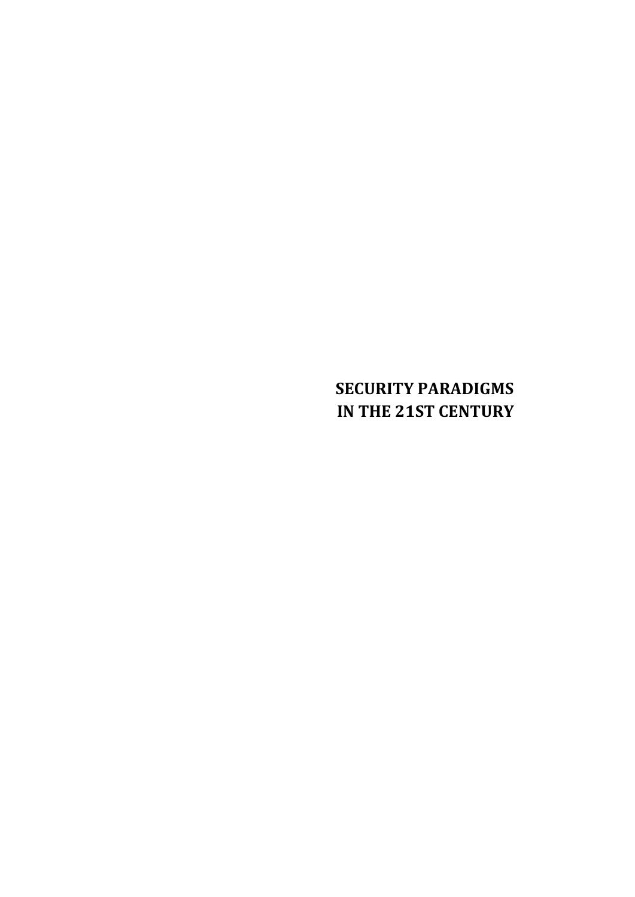# SECURITY PARADIGMS IN THE 21ST CENTURY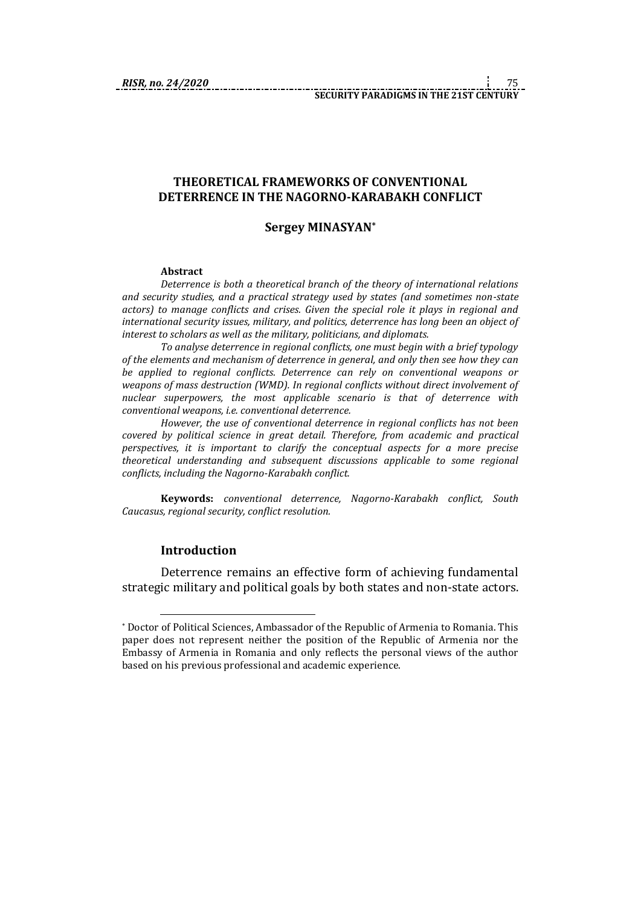# THEORETICAL FRAMEWORKS OF CONVENTIONAL DETERRENCE IN THE NAGORNO-KARABAKH CONFLICT

## Sergey MINASYAN*

**Abstract**

*Deterrence is both a theoretical branch of the theory of international relations and security studies, and a practical strategy used by states (and sometimes non-state actors) to manage conflicts and crises. Given the special role it plays in regional and international security issues, military, and politics, deterrence has long been an object of interest to scholars as well as the military, politicians, and diplomats.*

*To analyse deterrence in regional conflicts, one must begin with a brief typology of the elements and mechanism of deterrence in general, and only then see how they can be applied to regional conflicts. Deterrence can rely on conventional weapons or weapons of mass destruction (WMD). In regional conflicts without direct involvement of nuclear superpowers, the most applicable scenario is that of deterrence with conventional weapons, i.e. conventional deterrence.*

*However, the use of conventional deterrence in regional conflicts has not been covered by political science in great detail. Therefore, from academic and practical perspectives, it is important to clarify the conceptual aspects for a more precise theoretical understanding and subsequent discussions applicable to some regional conflicts, including the Nagorno-Karabakh conflict.*

**Keywords:** *conventional deterrence, Nagorno-Karabakh conflict, South Caucasus, regional security, conflict resolution.*

### Introduction

Deterrence remains an effective form of achieving fundamental strategic military and political goals by both states and non-state actors.

---

* Doctor of Political Sciences, Ambassador of the Republic of Armenia to Romania. This paper does not represent neither the position of the Republic of Armenia nor the Embassy of Armenia in Romania and only reflects the personal views of the author based on his previous professional and academic experience.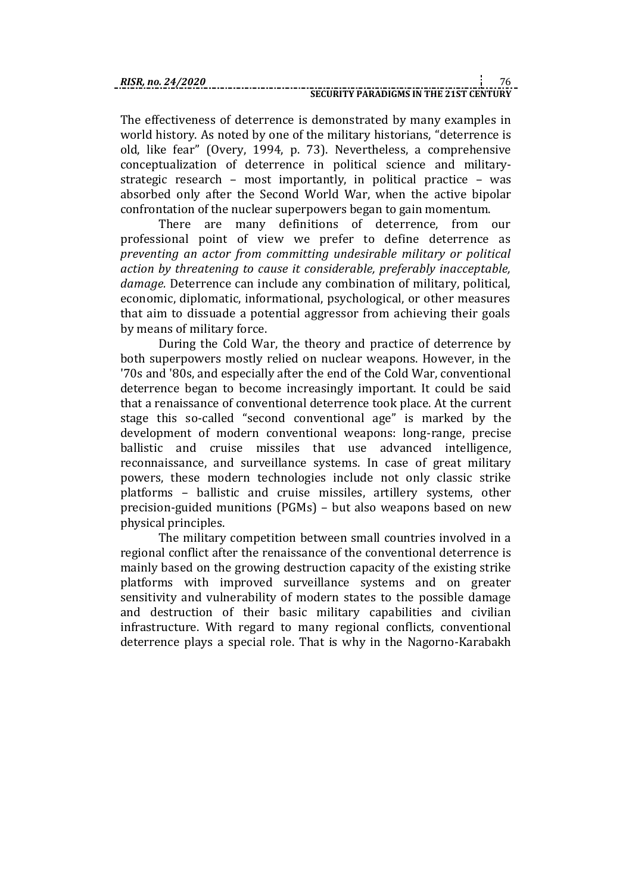The effectiveness of deterrence is demonstrated by many examples in world history. As noted by one of the military historians, "deterrence is old, like fear" (Overy, 1994, p. 73). Nevertheless, a comprehensive conceptualization of deterrence in political science and military-strategic research – most importantly, in political practice – was absorbed only after the Second World War, when the active bipolar confrontation of the nuclear superpowers began to gain momentum.

There are many definitions of deterrence, from our professional point of view we prefer to define deterrence as *preventing an actor from committing undesirable military or political action by threatening to cause it considerable, preferably inacceptable, damage.* Deterrence can include any combination of military, political, economic, diplomatic, informational, psychological, or other measures that aim to dissuade a potential aggressor from achieving their goals by means of military force.

During the Cold War, the theory and practice of deterrence by both superpowers mostly relied on nuclear weapons. However, in the '70s and '80s, and especially after the end of the Cold War, conventional deterrence began to become increasingly important. It could be said that a renaissance of conventional deterrence took place. At the current stage this so-called "second conventional age" is marked by the development of modern conventional weapons: long-range, precise ballistic and cruise missiles that use advanced intelligence, reconnaissance, and surveillance systems. In case of great military powers, these modern technologies include not only classic strike platforms – ballistic and cruise missiles, artillery systems, other precision-guided munitions (PGMs) – but also weapons based on new physical principles.

The military competition between small countries involved in a regional conflict after the renaissance of the conventional deterrence is mainly based on the growing destruction capacity of the existing strike platforms with improved surveillance systems and on greater sensitivity and vulnerability of modern states to the possible damage and destruction of their basic military capabilities and civilian infrastructure. With regard to many regional conflicts, conventional deterrence plays a special role. That is why in the Nagorno-Karabakh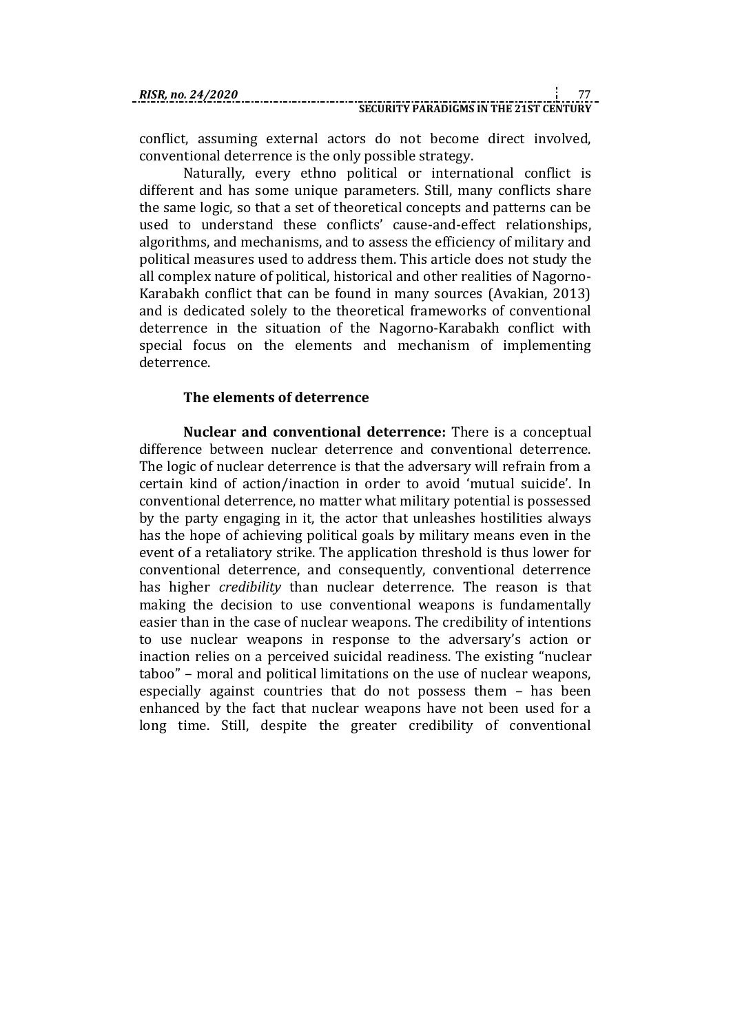conflict, assuming external actors do not become direct involved, conventional deterrence is the only possible strategy.

Naturally, every ethno political or international conflict is different and has some unique parameters. Still, many conflicts share the same logic, so that a set of theoretical concepts and patterns can be used to understand these conflicts' cause-and-effect relationships, algorithms, and mechanisms, and to assess the efficiency of military and political measures used to address them. This article does not study the all complex nature of political, historical and other realities of Nagorno-Karabakh conflict that can be found in many sources (Avakian, 2013) and is dedicated solely to the theoretical frameworks of conventional deterrence in the situation of the Nagorno-Karabakh conflict with special focus on the elements and mechanism of implementing deterrence.

## The elements of deterrence

**Nuclear and conventional deterrence:** There is a conceptual difference between nuclear deterrence and conventional deterrence. The logic of nuclear deterrence is that the adversary will refrain from a certain kind of action/inaction in order to avoid 'mutual suicide'. In conventional deterrence, no matter what military potential is possessed by the party engaging in it, the actor that unleashes hostilities always has the hope of achieving political goals by military means even in the event of a retaliatory strike. The application threshold is thus lower for conventional deterrence, and consequently, conventional deterrence has higher *credibility* than nuclear deterrence. The reason is that making the decision to use conventional weapons is fundamentally easier than in the case of nuclear weapons. The credibility of intentions to use nuclear weapons in response to the adversary's action or inaction relies on a perceived suicidal readiness. The existing "nuclear taboo" – moral and political limitations on the use of nuclear weapons, especially against countries that do not possess them – has been enhanced by the fact that nuclear weapons have not been used for a long time. Still, despite the greater credibility of conventional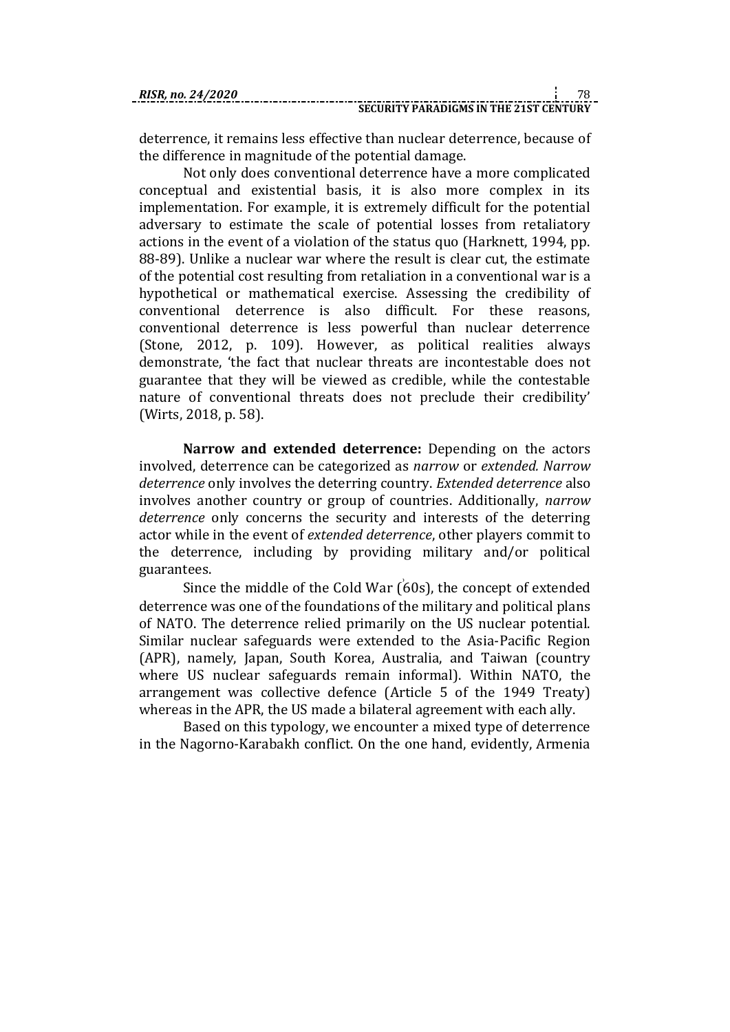deterrence, it remains less effective than nuclear deterrence, because of the difference in magnitude of the potential damage.

Not only does conventional deterrence have a more complicated conceptual and existential basis, it is also more complex in its implementation. For example, it is extremely difficult for the potential adversary to estimate the scale of potential losses from retaliatory actions in the event of a violation of the status quo (Harknett, 1994, pp. 88-89). Unlike a nuclear war where the result is clear cut, the estimate of the potential cost resulting from retaliation in a conventional war is a hypothetical or mathematical exercise. Assessing the credibility of conventional deterrence is also difficult. For these reasons, conventional deterrence is less powerful than nuclear deterrence (Stone, 2012, p. 109). However, as political realities always demonstrate, 'the fact that nuclear threats are incontestable does not guarantee that they will be viewed as credible, while the contestable nature of conventional threats does not preclude their credibility' (Wirts, 2018, p. 58).

**Narrow and extended deterrence:** Depending on the actors involved, deterrence can be categorized as *narrow* or *extended. Narrow deterrence* only involves the deterring country. *Extended deterrence* also involves another country or group of countries. Additionally, *narrow deterrence* only concerns the security and interests of the deterring actor while in the event of *extended deterrence*, other players commit to the deterrence, including by providing military and/or political guarantees.

Since the middle of the Cold War ('60s), the concept of extended deterrence was one of the foundations of the military and political plans of NATO. The deterrence relied primarily on the US nuclear potential. Similar nuclear safeguards were extended to the Asia-Pacific Region (APR), namely, Japan, South Korea, Australia, and Taiwan (country where US nuclear safeguards remain informal). Within NATO, the arrangement was collective defence (Article 5 of the 1949 Treaty) whereas in the APR, the US made a bilateral agreement with each ally.

Based on this typology, we encounter a mixed type of deterrence in the Nagorno-Karabakh conflict. On the one hand, evidently, Armenia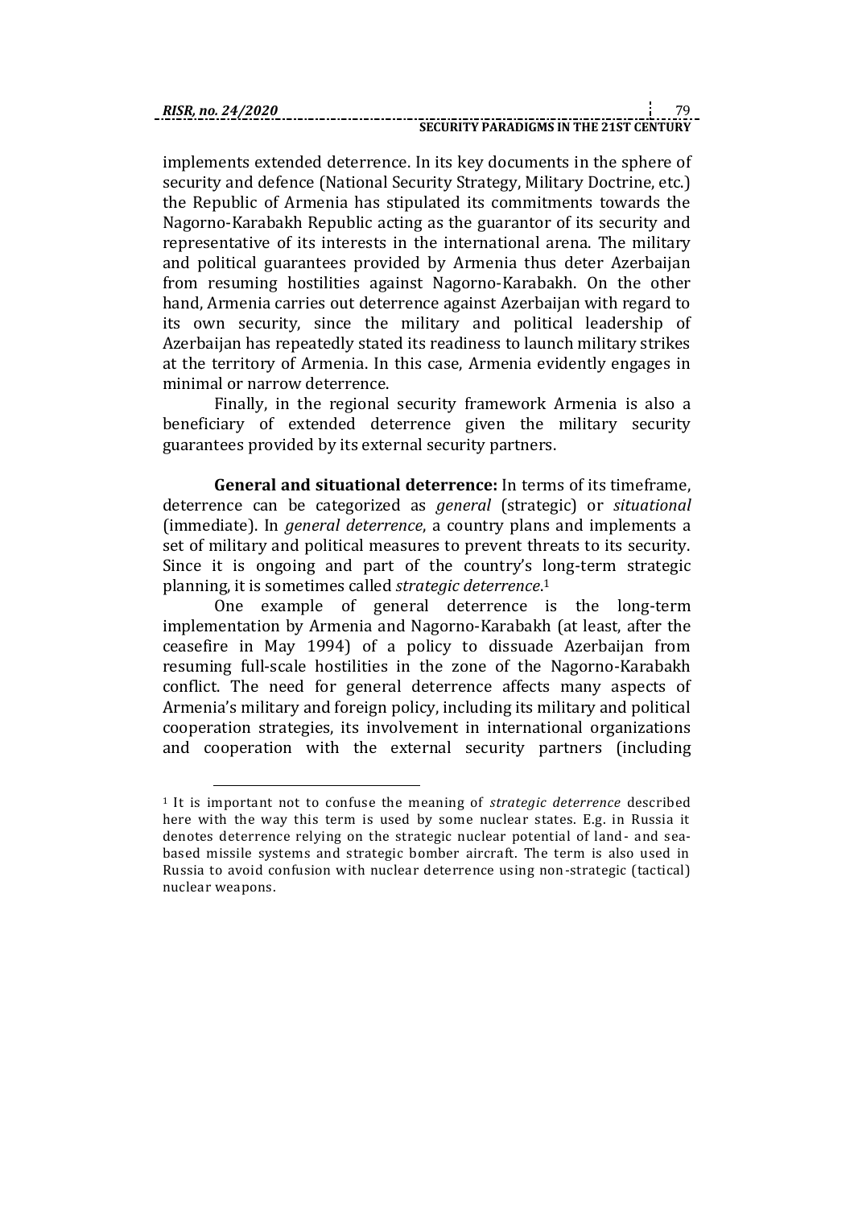implements extended deterrence. In its key documents in the sphere of security and defence (National Security Strategy, Military Doctrine, etc.) the Republic of Armenia has stipulated its commitments towards the Nagorno-Karabakh Republic acting as the guarantor of its security and representative of its interests in the international arena. The military and political guarantees provided by Armenia thus deter Azerbaijan from resuming hostilities against Nagorno-Karabakh. On the other hand, Armenia carries out deterrence against Azerbaijan with regard to its own security, since the military and political leadership of Azerbaijan has repeatedly stated its readiness to launch military strikes at the territory of Armenia. In this case, Armenia evidently engages in minimal or narrow deterrence.

Finally, in the regional security framework Armenia is also a beneficiary of extended deterrence given the military security guarantees provided by its external security partners.

**General and situational deterrence:** In terms of its timeframe, deterrence can be categorized as *general* (strategic) or *situational* (immediate). In *general deterrence*, a country plans and implements a set of military and political measures to prevent threats to its security. Since it is ongoing and part of the country's long-term strategic planning, it is sometimes called *strategic deterrence*.[1]

One example of general deterrence is the long-term implementation by Armenia and Nagorno-Karabakh (at least, after the ceasefire in May 1994) of a policy to dissuade Azerbaijan from resuming full-scale hostilities in the zone of the Nagorno-Karabakh conflict. The need for general deterrence affects many aspects of Armenia's military and foreign policy, including its military and political cooperation strategies, its involvement in international organizations and cooperation with the external security partners (including

---

[1] It is important not to confuse the meaning of *strategic deterrence* described here with the way this term is used by some nuclear states. E.g. in Russia it denotes deterrence relying on the strategic nuclear potential of land- and sea-based missile systems and strategic bomber aircraft. The term is also used in Russia to avoid confusion with nuclear deterrence using non-strategic (tactical) nuclear weapons.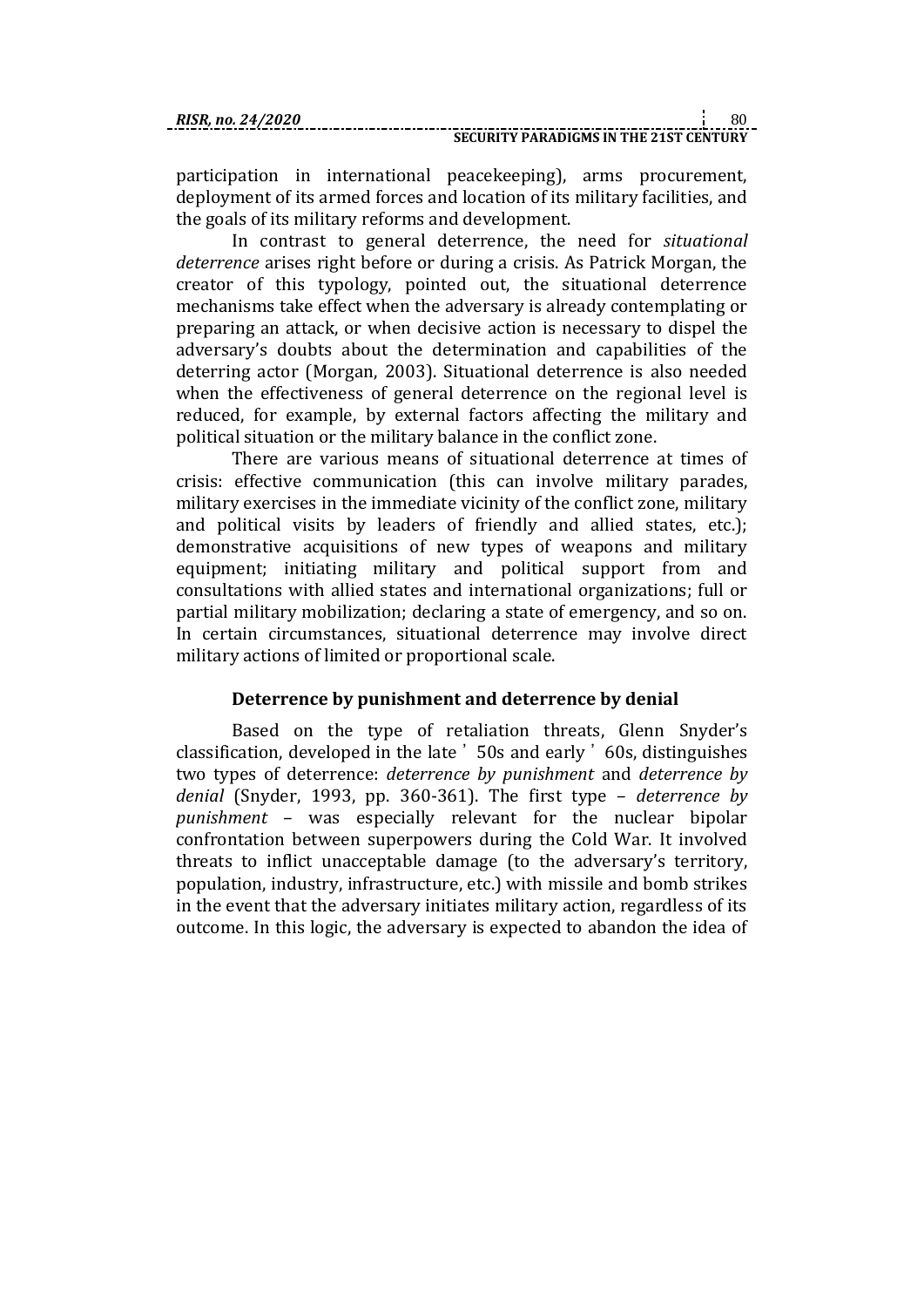participation in international peacekeeping), arms procurement, deployment of its armed forces and location of its military facilities, and the goals of its military reforms and development.

In contrast to general deterrence, the need for *situational deterrence* arises right before or during a crisis. As Patrick Morgan, the creator of this typology, pointed out, the situational deterrence mechanisms take effect when the adversary is already contemplating or preparing an attack, or when decisive action is necessary to dispel the adversary's doubts about the determination and capabilities of the deterring actor (Morgan, 2003). Situational deterrence is also needed when the effectiveness of general deterrence on the regional level is reduced, for example, by external factors affecting the military and political situation or the military balance in the conflict zone.

There are various means of situational deterrence at times of crisis: effective communication (this can involve military parades, military exercises in the immediate vicinity of the conflict zone, military and political visits by leaders of friendly and allied states, etc.); demonstrative acquisitions of new types of weapons and military equipment; initiating military and political support from and consultations with allied states and international organizations; full or partial military mobilization; declaring a state of emergency, and so on. In certain circumstances, situational deterrence may involve direct military actions of limited or proportional scale.

## Deterrence by punishment and deterrence by denial

Based on the type of retaliation threats, Glenn Snyder's classification, developed in the late ʹ50s and early ʹ60s, distinguishes two types of deterrence: *deterrence by punishment* and *deterrence by denial* (Snyder, 1993, pp. 360-361). The first type – *deterrence by punishment* – was especially relevant for the nuclear bipolar confrontation between superpowers during the Cold War. It involved threats to inflict unacceptable damage (to the adversary's territory, population, industry, infrastructure, etc.) with missile and bomb strikes in the event that the adversary initiates military action, regardless of its outcome. In this logic, the adversary is expected to abandon the idea of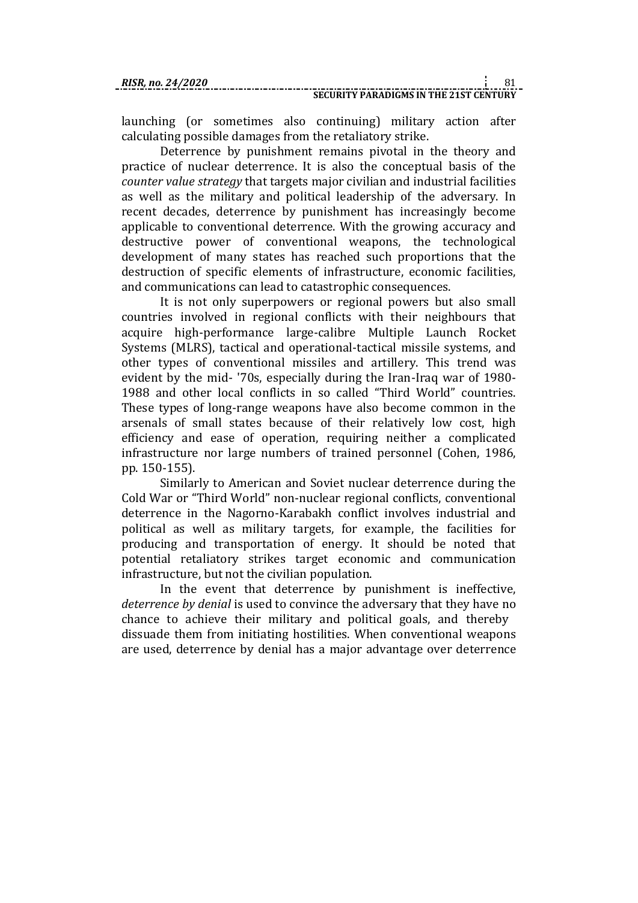launching (or sometimes also continuing) military action after calculating possible damages from the retaliatory strike.

Deterrence by punishment remains pivotal in the theory and practice of nuclear deterrence. It is also the conceptual basis of the *counter value strategy* that targets major civilian and industrial facilities as well as the military and political leadership of the adversary. In recent decades, deterrence by punishment has increasingly become applicable to conventional deterrence. With the growing accuracy and destructive power of conventional weapons, the technological development of many states has reached such proportions that the destruction of specific elements of infrastructure, economic facilities, and communications can lead to catastrophic consequences.

It is not only superpowers or regional powers but also small countries involved in regional conflicts with their neighbours that acquire high-performance large-calibre Multiple Launch Rocket Systems (MLRS), tactical and operational-tactical missile systems, and other types of conventional missiles and artillery. This trend was evident by the mid- '70s, especially during the Iran-Iraq war of 1980-1988 and other local conflicts in so called "Third World" countries. These types of long-range weapons have also become common in the arsenals of small states because of their relatively low cost, high efficiency and ease of operation, requiring neither a complicated infrastructure nor large numbers of trained personnel (Cohen, 1986, pp. 150-155).

Similarly to American and Soviet nuclear deterrence during the Cold War or "Third World" non-nuclear regional conflicts, conventional deterrence in the Nagorno-Karabakh conflict involves industrial and political as well as military targets, for example, the facilities for producing and transportation of energy. It should be noted that potential retaliatory strikes target economic and communication infrastructure, but not the civilian population.

In the event that deterrence by punishment is ineffective, *deterrence by denial* is used to convince the adversary that they have no chance to achieve their military and political goals, and thereby dissuade them from initiating hostilities. When conventional weapons are used, deterrence by denial has a major advantage over deterrence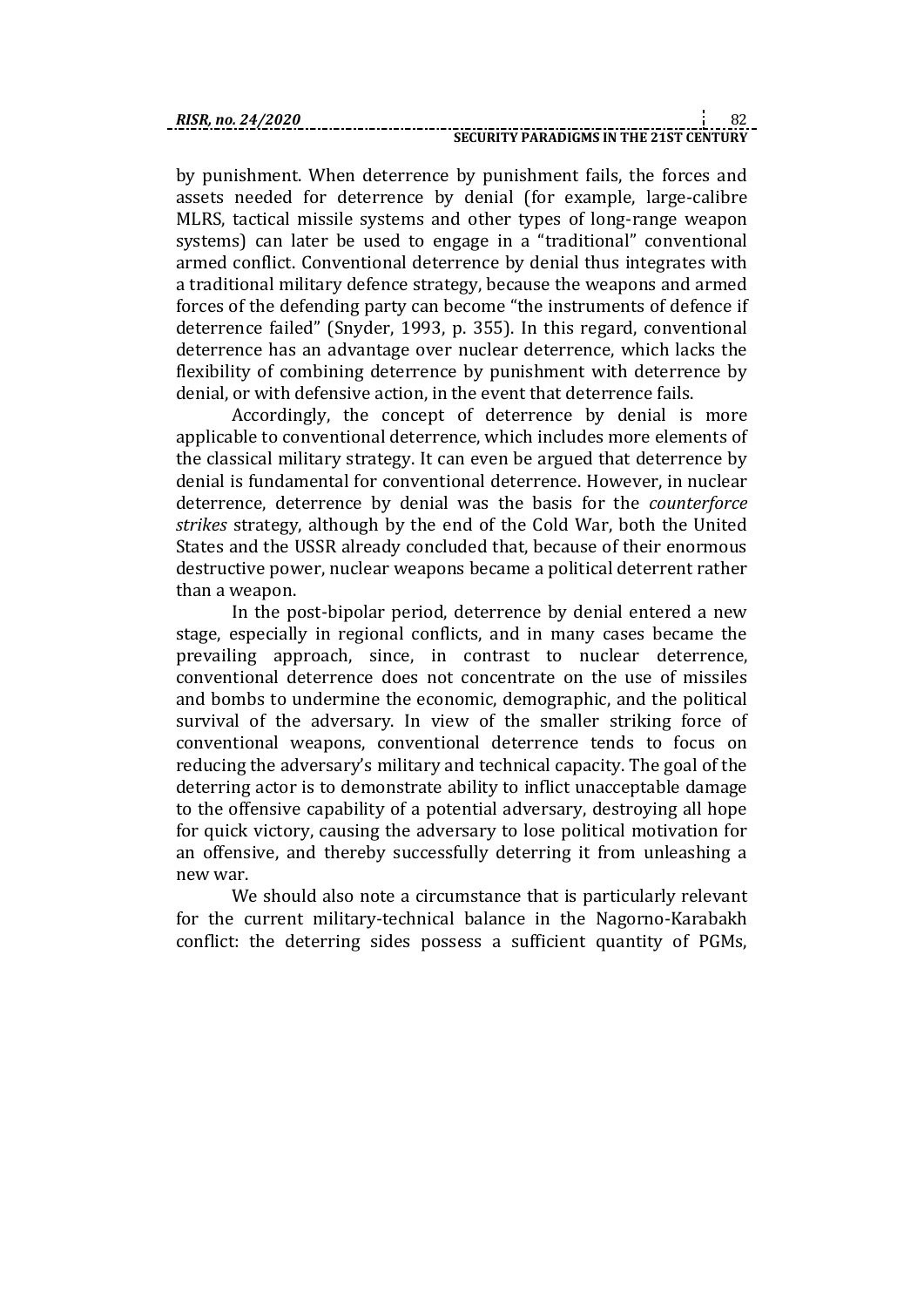by punishment. When deterrence by punishment fails, the forces and assets needed for deterrence by denial (for example, large-calibre MLRS, tactical missile systems and other types of long-range weapon systems) can later be used to engage in a "traditional" conventional armed conflict. Conventional deterrence by denial thus integrates with a traditional military defence strategy, because the weapons and armed forces of the defending party can become "the instruments of defence if deterrence failed" (Snyder, 1993, p. 355). In this regard, conventional deterrence has an advantage over nuclear deterrence, which lacks the flexibility of combining deterrence by punishment with deterrence by denial, or with defensive action, in the event that deterrence fails.

Accordingly, the concept of deterrence by denial is more applicable to conventional deterrence, which includes more elements of the classical military strategy. It can even be argued that deterrence by denial is fundamental for conventional deterrence. However, in nuclear deterrence, deterrence by denial was the basis for the *counterforce strikes* strategy, although by the end of the Cold War, both the United States and the USSR already concluded that, because of their enormous destructive power, nuclear weapons became a political deterrent rather than a weapon.

In the post-bipolar period, deterrence by denial entered a new stage, especially in regional conflicts, and in many cases became the prevailing approach, since, in contrast to nuclear deterrence, conventional deterrence does not concentrate on the use of missiles and bombs to undermine the economic, demographic, and the political survival of the adversary. In view of the smaller striking force of conventional weapons, conventional deterrence tends to focus on reducing the adversary's military and technical capacity. The goal of the deterring actor is to demonstrate ability to inflict unacceptable damage to the offensive capability of a potential adversary, destroying all hope for quick victory, causing the adversary to lose political motivation for an offensive, and thereby successfully deterring it from unleashing a new war.

We should also note a circumstance that is particularly relevant for the current military-technical balance in the Nagorno-Karabakh conflict: the deterring sides possess a sufficient quantity of PGMs,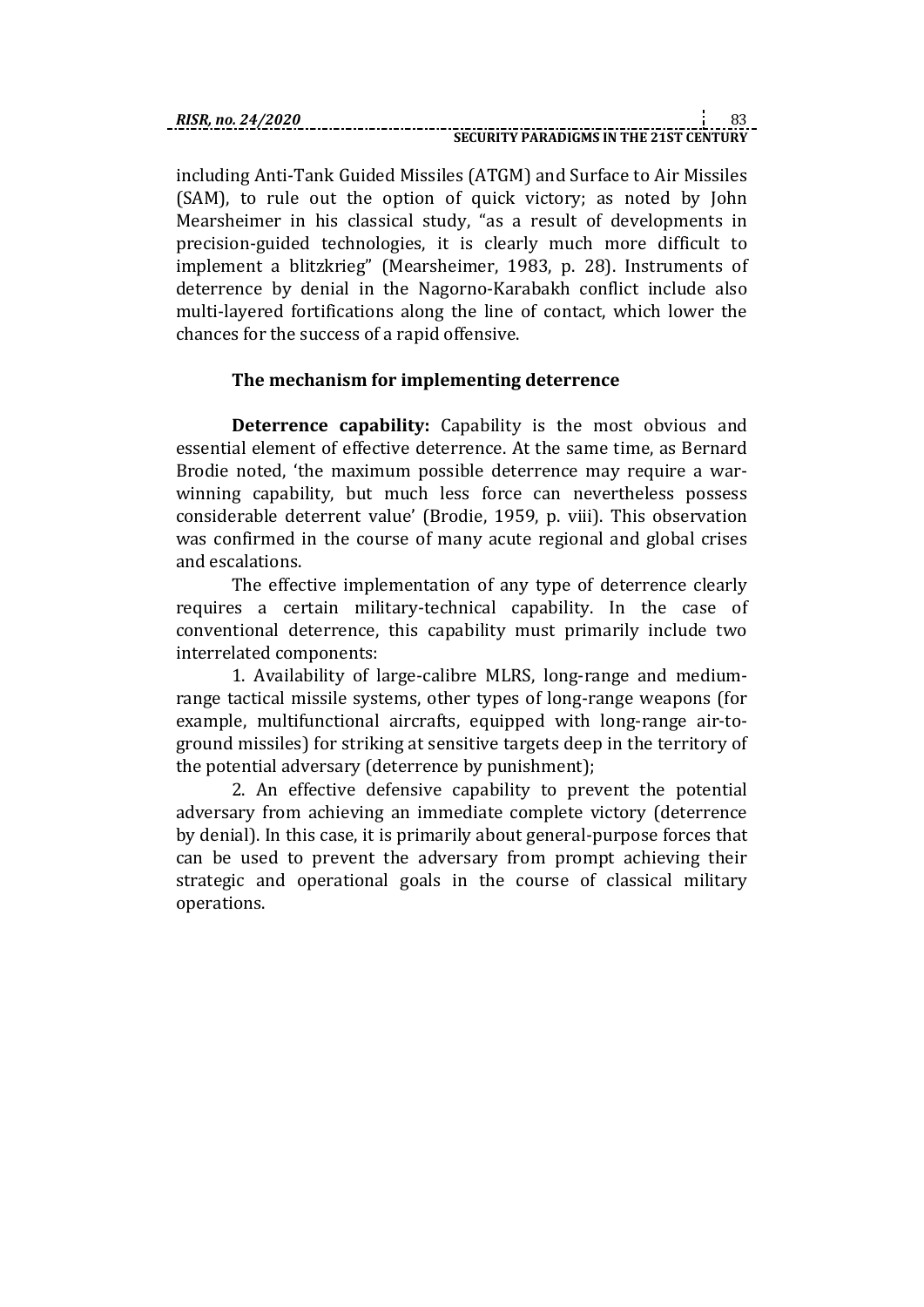including Anti-Tank Guided Missiles (ATGM) and Surface to Air Missiles (SAM), to rule out the option of quick victory; as noted by John Mearsheimer in his classical study, "as a result of developments in precision-guided technologies, it is clearly much more difficult to implement a blitzkrieg" (Mearsheimer, 1983, p. 28). Instruments of deterrence by denial in the Nagorno-Karabakh conflict include also multi-layered fortifications along the line of contact, which lower the chances for the success of a rapid offensive.

### The mechanism for implementing deterrence

**Deterrence capability:** Capability is the most obvious and essential element of effective deterrence. At the same time, as Bernard Brodie noted, 'the maximum possible deterrence may require a war-winning capability, but much less force can nevertheless possess considerable deterrent value' (Brodie, 1959, p. viii). This observation was confirmed in the course of many acute regional and global crises and escalations.

The effective implementation of any type of deterrence clearly requires a certain military-technical capability. In the case of conventional deterrence, this capability must primarily include two interrelated components:

1. Availability of large-calibre MLRS, long-range and medium-range tactical missile systems, other types of long-range weapons (for example, multifunctional aircrafts, equipped with long-range air-to-ground missiles) for striking at sensitive targets deep in the territory of the potential adversary (deterrence by punishment);
2. An effective defensive capability to prevent the potential adversary from achieving an immediate complete victory (deterrence by denial). In this case, it is primarily about general-purpose forces that can be used to prevent the adversary from prompt achieving their strategic and operational goals in the course of classical military operations.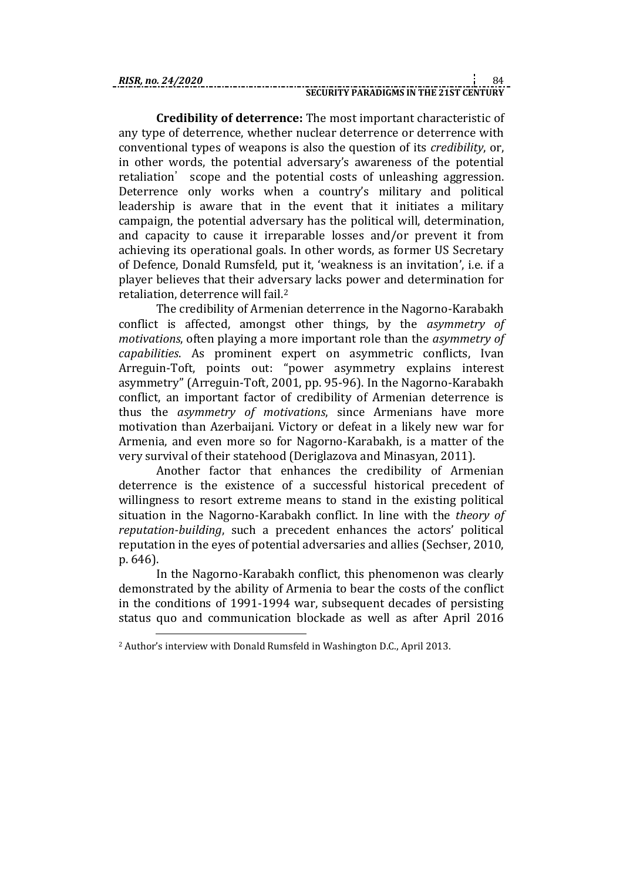**Credibility of deterrence:** The most important characteristic of any type of deterrence, whether nuclear deterrence or deterrence with conventional types of weapons is also the question of its *credibility*, or, in other words, the potential adversary's awareness of the potential retaliation' scope and the potential costs of unleashing aggression. Deterrence only works when a country's military and political leadership is aware that in the event that it initiates a military campaign, the potential adversary has the political will, determination, and capacity to cause it irreparable losses and/or prevent it from achieving its operational goals. In other words, as former US Secretary of Defence, Donald Rumsfeld, put it, 'weakness is an invitation', i.e. if a player believes that their adversary lacks power and determination for retaliation, deterrence will fail.[2]

The credibility of Armenian deterrence in the Nagorno-Karabakh conflict is affected, amongst other things, by the *asymmetry of motivations*, often playing a more important role than the *asymmetry of capabilities*. As prominent expert on asymmetric conflicts, Ivan Arreguin-Toft, points out: "power asymmetry explains interest asymmetry" (Arreguin-Toft, 2001, pp. 95-96). In the Nagorno-Karabakh conflict, an important factor of credibility of Armenian deterrence is thus the *asymmetry of motivations*, since Armenians have more motivation than Azerbaijani. Victory or defeat in a likely new war for Armenia, and even more so for Nagorno-Karabakh, is a matter of the very survival of their statehood (Deriglazova and Minasyan, 2011).

Another factor that enhances the credibility of Armenian deterrence is the existence of a successful historical precedent of willingness to resort extreme means to stand in the existing political situation in the Nagorno-Karabakh conflict. In line with the *theory of reputation-building*, such a precedent enhances the actors' political reputation in the eyes of potential adversaries and allies (Sechser, 2010, p. 646).

In the Nagorno-Karabakh conflict, this phenomenon was clearly demonstrated by the ability of Armenia to bear the costs of the conflict in the conditions of 1991-1994 war, subsequent decades of persisting status quo and communication blockade as well as after April 2016

---

[2] Author's interview with Donald Rumsfeld in Washington D.C., April 2013.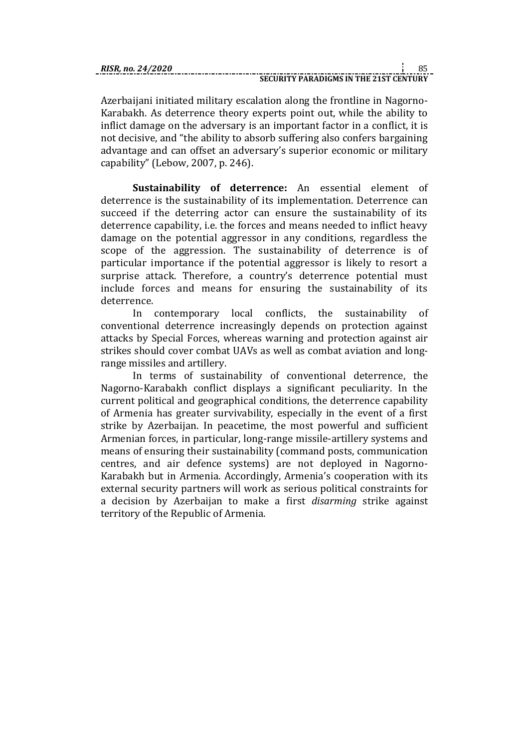Azerbaijani initiated military escalation along the frontline in Nagorno-Karabakh. As deterrence theory experts point out, while the ability to inflict damage on the adversary is an important factor in a conflict, it is not decisive, and "the ability to absorb suffering also confers bargaining advantage and can offset an adversary's superior economic or military capability" (Lebow, 2007, p. 246).

**Sustainability of deterrence:** An essential element of deterrence is the sustainability of its implementation. Deterrence can succeed if the deterring actor can ensure the sustainability of its deterrence capability, i.e. the forces and means needed to inflict heavy damage on the potential aggressor in any conditions, regardless the scope of the aggression. The sustainability of deterrence is of particular importance if the potential aggressor is likely to resort a surprise attack. Therefore, a country's deterrence potential must include forces and means for ensuring the sustainability of its deterrence.

In contemporary local conflicts, the sustainability of conventional deterrence increasingly depends on protection against attacks by Special Forces, whereas warning and protection against air strikes should cover combat UAVs as well as combat aviation and long-range missiles and artillery.

In terms of sustainability of conventional deterrence, the Nagorno-Karabakh conflict displays a significant peculiarity. In the current political and geographical conditions, the deterrence capability of Armenia has greater survivability, especially in the event of a first strike by Azerbaijan. In peacetime, the most powerful and sufficient Armenian forces, in particular, long-range missile-artillery systems and means of ensuring their sustainability (command posts, communication centres, and air defence systems) are not deployed in Nagorno-Karabakh but in Armenia. Accordingly, Armenia's cooperation with its external security partners will work as serious political constraints for a decision by Azerbaijan to make a first *disarming* strike against territory of the Republic of Armenia.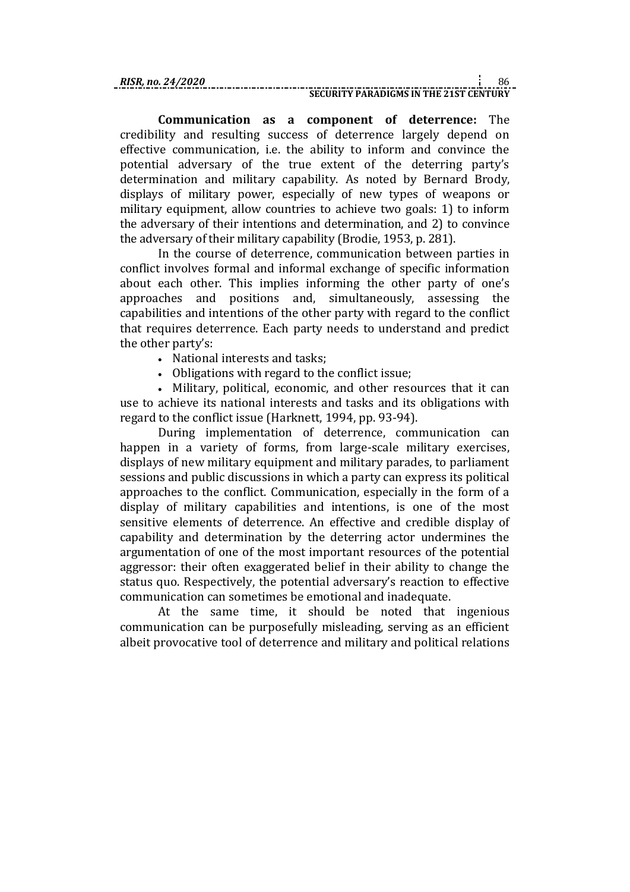**Communication as a component of deterrence:** The credibility and resulting success of deterrence largely depend on effective communication, i.e. the ability to inform and convince the potential adversary of the true extent of the deterring party's determination and military capability. As noted by Bernard Brody, displays of military power, especially of new types of weapons or military equipment, allow countries to achieve two goals: 1) to inform the adversary of their intentions and determination, and 2) to convince the adversary of their military capability (Brodie, 1953, p. 281).

In the course of deterrence, communication between parties in conflict involves formal and informal exchange of specific information about each other. This implies informing the other party of one's approaches and positions and, simultaneously, assessing the capabilities and intentions of the other party with regard to the conflict that requires deterrence. Each party needs to understand and predict the other party's:

- National interests and tasks;
- Obligations with regard to the conflict issue;
- Military, political, economic, and other resources that it can use to achieve its national interests and tasks and its obligations with regard to the conflict issue (Harknett, 1994, pp. 93-94).

During implementation of deterrence, communication can happen in a variety of forms, from large-scale military exercises, displays of new military equipment and military parades, to parliament sessions and public discussions in which a party can express its political approaches to the conflict. Communication, especially in the form of a display of military capabilities and intentions, is one of the most sensitive elements of deterrence. An effective and credible display of capability and determination by the deterring actor undermines the argumentation of one of the most important resources of the potential aggressor: their often exaggerated belief in their ability to change the status quo. Respectively, the potential adversary's reaction to effective communication can sometimes be emotional and inadequate.

At the same time, it should be noted that ingenious communication can be purposefully misleading, serving as an efficient albeit provocative tool of deterrence and military and political relations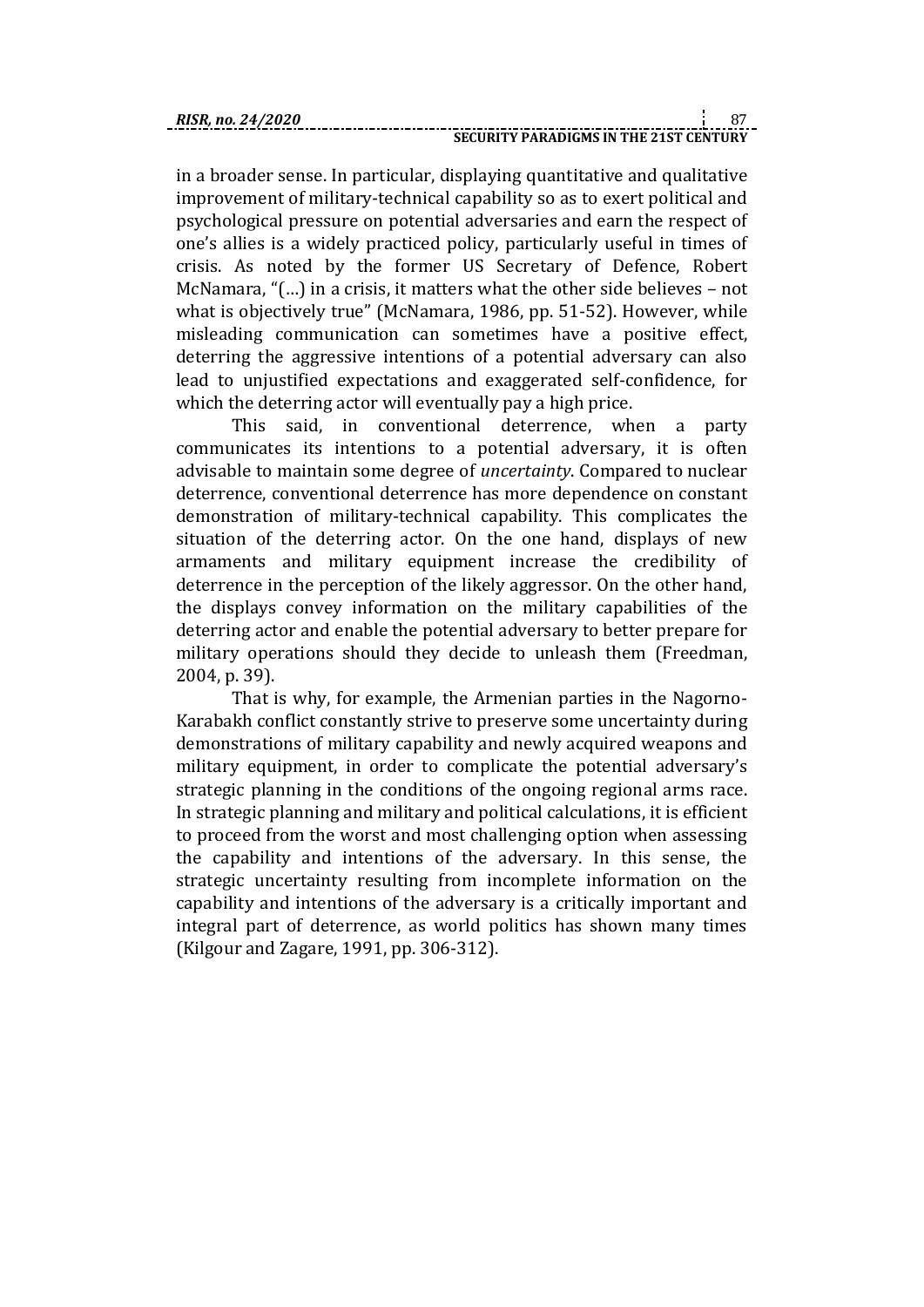in a broader sense. In particular, displaying quantitative and qualitative improvement of military-technical capability so as to exert political and psychological pressure on potential adversaries and earn the respect of one's allies is a widely practiced policy, particularly useful in times of crisis. As noted by the former US Secretary of Defence, Robert McNamara, "(…) in a crisis, it matters what the other side believes – not what is objectively true" (McNamara, 1986, pp. 51-52). However, while misleading communication can sometimes have a positive effect, deterring the aggressive intentions of a potential adversary can also lead to unjustified expectations and exaggerated self-confidence, for which the deterring actor will eventually pay a high price.

This said, in conventional deterrence, when a party communicates its intentions to a potential adversary, it is often advisable to maintain some degree of *uncertainty*. Compared to nuclear deterrence, conventional deterrence has more dependence on constant demonstration of military-technical capability. This complicates the situation of the deterring actor. On the one hand, displays of new armaments and military equipment increase the credibility of deterrence in the perception of the likely aggressor. On the other hand, the displays convey information on the military capabilities of the deterring actor and enable the potential adversary to better prepare for military operations should they decide to unleash them (Freedman, 2004, p. 39).

That is why, for example, the Armenian parties in the Nagorno-Karabakh conflict constantly strive to preserve some uncertainty during demonstrations of military capability and newly acquired weapons and military equipment, in order to complicate the potential adversary's strategic planning in the conditions of the ongoing regional arms race. In strategic planning and military and political calculations, it is efficient to proceed from the worst and most challenging option when assessing the capability and intentions of the adversary. In this sense, the strategic uncertainty resulting from incomplete information on the capability and intentions of the adversary is a critically important and integral part of deterrence, as world politics has shown many times (Kilgour and Zagare, 1991, pp. 306-312).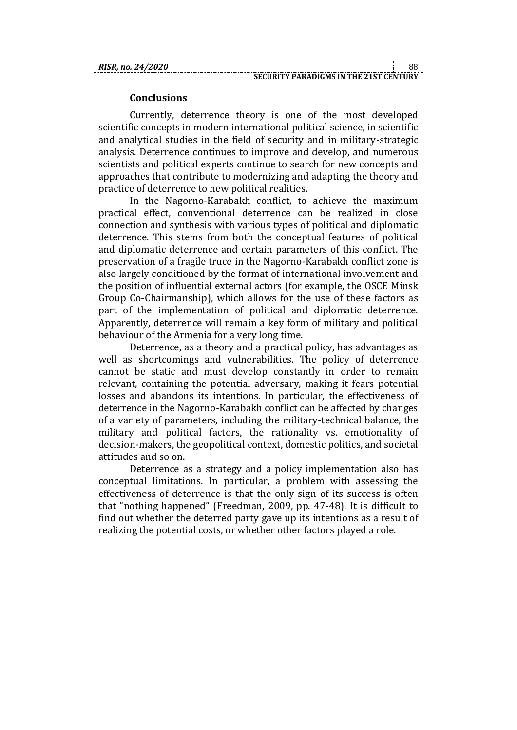## Conclusions

Currently, deterrence theory is one of the most developed scientific concepts in modern international political science, in scientific and analytical studies in the field of security and in military-strategic analysis. Deterrence continues to improve and develop, and numerous scientists and political experts continue to search for new concepts and approaches that contribute to modernizing and adapting the theory and practice of deterrence to new political realities.

In the Nagorno-Karabakh conflict, to achieve the maximum practical effect, conventional deterrence can be realized in close connection and synthesis with various types of political and diplomatic deterrence. This stems from both the conceptual features of political and diplomatic deterrence and certain parameters of this conflict. The preservation of a fragile truce in the Nagorno-Karabakh conflict zone is also largely conditioned by the format of international involvement and the position of influential external actors (for example, the OSCE Minsk Group Co-Chairmanship), which allows for the use of these factors as part of the implementation of political and diplomatic deterrence. Apparently, deterrence will remain a key form of military and political behaviour of the Armenia for a very long time.

Deterrence, as a theory and a practical policy, has advantages as well as shortcomings and vulnerabilities. The policy of deterrence cannot be static and must develop constantly in order to remain relevant, containing the potential adversary, making it fears potential losses and abandons its intentions. In particular, the effectiveness of deterrence in the Nagorno-Karabakh conflict can be affected by changes of a variety of parameters, including the military-technical balance, the military and political factors, the rationality vs. emotionality of decision-makers, the geopolitical context, domestic politics, and societal attitudes and so on.

Deterrence as a strategy and a policy implementation also has conceptual limitations. In particular, a problem with assessing the effectiveness of deterrence is that the only sign of its success is often that "nothing happened" (Freedman, 2009, pp. 47-48). It is difficult to find out whether the deterred party gave up its intentions as a result of realizing the potential costs, or whether other factors played a role.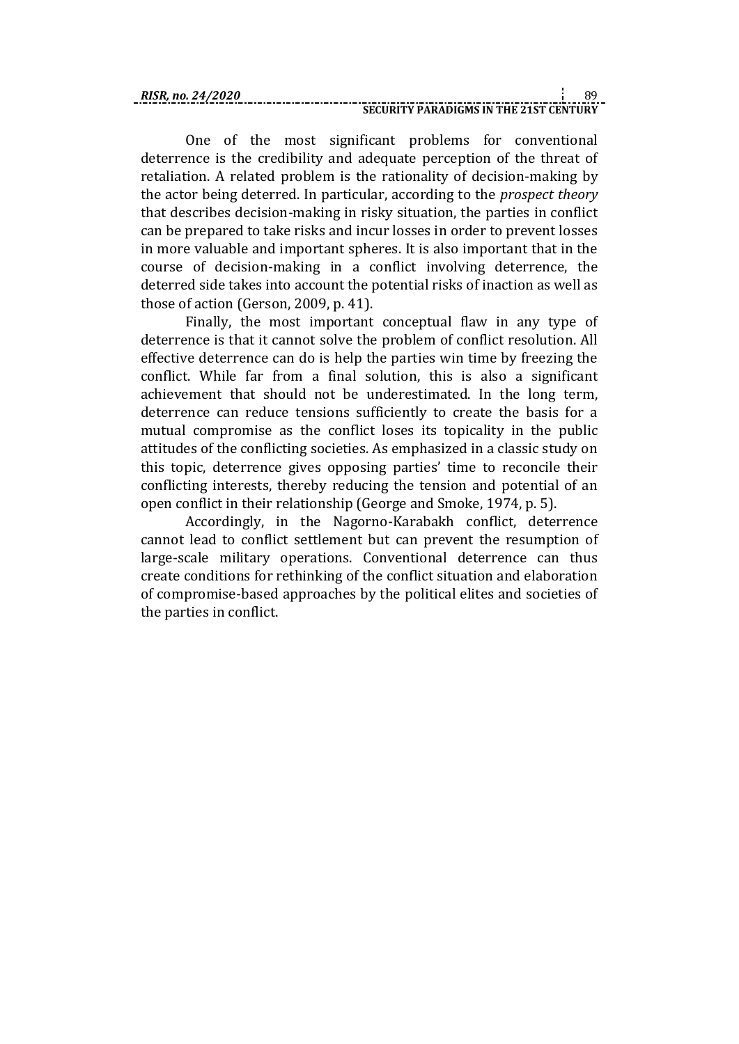One of the most significant problems for conventional deterrence is the credibility and adequate perception of the threat of retaliation. A related problem is the rationality of decision-making by the actor being deterred. In particular, according to the *prospect theory* that describes decision-making in risky situation, the parties in conflict can be prepared to take risks and incur losses in order to prevent losses in more valuable and important spheres. It is also important that in the course of decision-making in a conflict involving deterrence, the deterred side takes into account the potential risks of inaction as well as those of action (Gerson, 2009, p. 41).

Finally, the most important conceptual flaw in any type of deterrence is that it cannot solve the problem of conflict resolution. All effective deterrence can do is help the parties win time by freezing the conflict. While far from a final solution, this is also a significant achievement that should not be underestimated. In the long term, deterrence can reduce tensions sufficiently to create the basis for a mutual compromise as the conflict loses its topicality in the public attitudes of the conflicting societies. As emphasized in a classic study on this topic, deterrence gives opposing parties' time to reconcile their conflicting interests, thereby reducing the tension and potential of an open conflict in their relationship (George and Smoke, 1974, p. 5).

Accordingly, in the Nagorno-Karabakh conflict, deterrence cannot lead to conflict settlement but can prevent the resumption of large-scale military operations. Conventional deterrence can thus create conditions for rethinking of the conflict situation and elaboration of compromise-based approaches by the political elites and societies of the parties in conflict.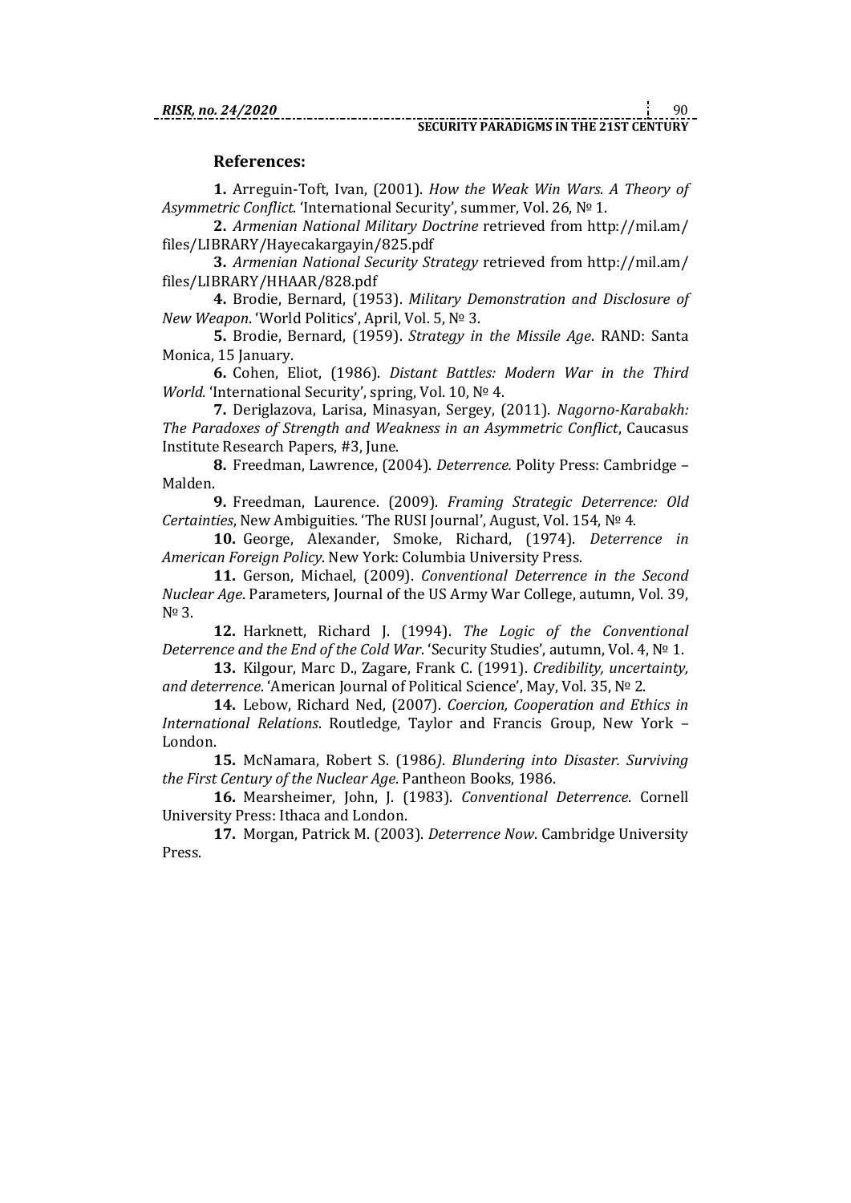## References:

**1.** Arreguin-Toft, Ivan, (2001). *How the Weak Win Wars. A Theory of Asymmetric Conflict*. 'International Security', summer, Vol. 26, № 1.

**2.** *Armenian National Military Doctrine* retrieved from http://mil.am/files/LIBRARY/Hayecakargayin/825.pdf

**3.** *Armenian National Security Strategy* retrieved from http://mil.am/files/LIBRARY/HHAAR/828.pdf

**4.** Brodie, Bernard, (1953). *Military Demonstration and Disclosure of New Weapon*. 'World Politics', April, Vol. 5, № 3.

**5.** Brodie, Bernard, (1959). *Strategy in the Missile Age*. RAND: Santa Monica, 15 January.

**6.** Cohen, Eliot, (1986). *Distant Battles: Modern War in the Third World.* 'International Security', spring, Vol. 10, № 4.

**7.** Deriglazova, Larisa, Minasyan, Sergey, (2011). *Nagorno-Karabakh: The Paradoxes of Strength and Weakness in an Asymmetric Conflict*, Caucasus Institute Research Papers, #3, June.

**8.** Freedman, Lawrence, (2004). *Deterrence.* Polity Press: Cambridge – Malden.

**9.** Freedman, Laurence. (2009). *Framing Strategic Deterrence: Old Certainties*, New Ambiguities. 'The RUSI Journal', August, Vol. 154, № 4.

**10.** George, Alexander, Smoke, Richard, (1974). *Deterrence in American Foreign Policy*. New York: Columbia University Press.

**11.** Gerson, Michael, (2009). *Conventional Deterrence in the Second Nuclear Age*. Parameters, Journal of the US Army War College, autumn, Vol. 39, № 3.

**12.** Harknett, Richard J. (1994). *The Logic of the Conventional Deterrence and the End of the Cold War*. 'Security Studies', autumn, Vol. 4, № 1.

**13.** Kilgour, Marc D., Zagare, Frank C. (1991). *Credibility, uncertainty, and deterrence*. 'American Journal of Political Science', May, Vol. 35, № 2.

**14.** Lebow, Richard Ned, (2007). *Coercion, Cooperation and Ethics in International Relations*. Routledge, Taylor and Francis Group, New York – London.

**15.** McNamara, Robert S. (1986*). Blundering into Disaster. Surviving the First Century of the Nuclear Age*. Pantheon Books, 1986.

**16.** Mearsheimer, John, J. (1983). *Conventional Deterrence*. Cornell University Press: Ithaca and London.

**17.** Morgan, Patrick M. (2003). *Deterrence Now*. Cambridge University Press.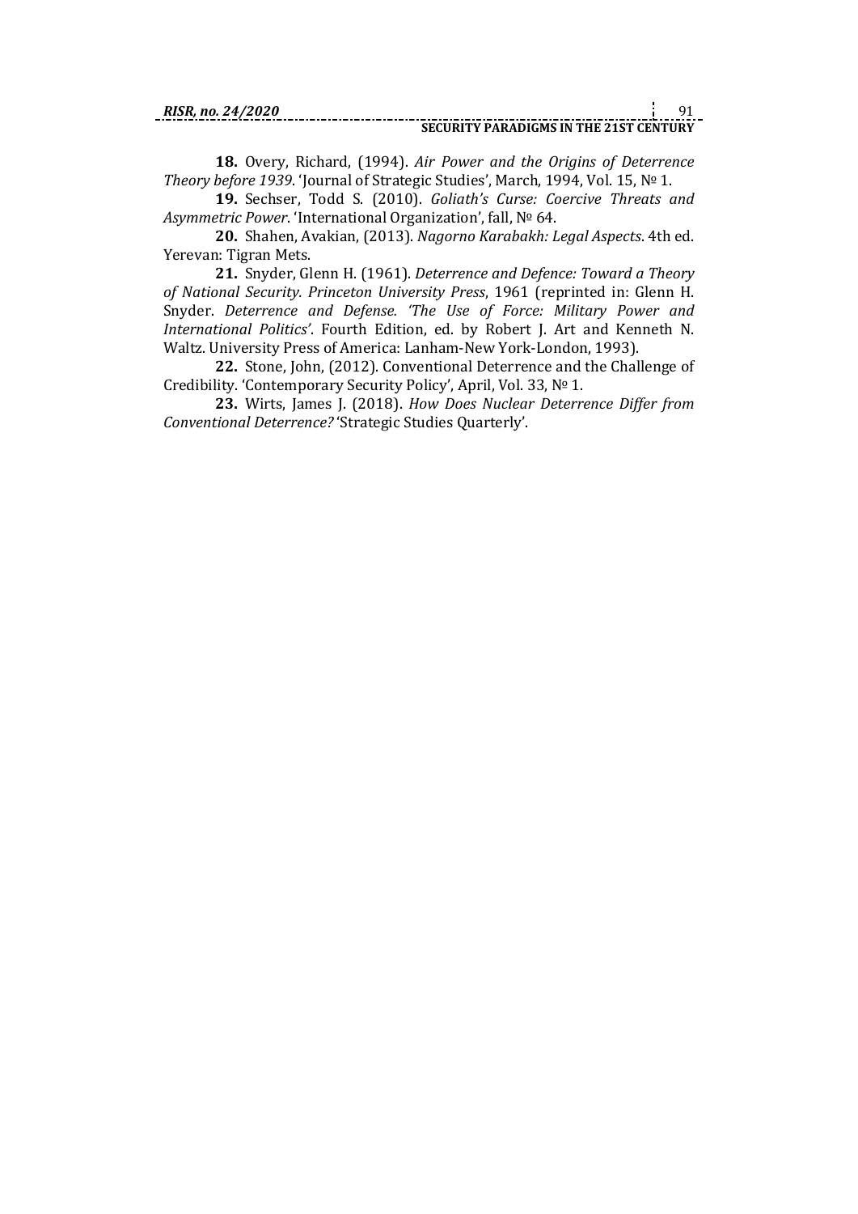**18.** Overy, Richard, (1994). *Air Power and the Origins of Deterrence Theory before 1939*. 'Journal of Strategic Studies', March, 1994, Vol. 15, № 1.

**19.** Sechser, Todd S. (2010). *Goliath's Curse: Coercive Threats and Asymmetric Power*. 'International Organization', fall, № 64.

**20.** Shahen, Avakian, (2013). *Nagorno Karabakh: Legal Aspects*. 4th ed. Yerevan: Tigran Mets.

**21.** Snyder, Glenn H. (1961). *Deterrence and Defence: Toward a Theory of National Security. Princeton University Press*, 1961 (reprinted in: Glenn H. Snyder. *Deterrence and Defense. 'The Use of Force: Military Power and International Politics'*. Fourth Edition, ed. by Robert J. Art and Kenneth N. Waltz. University Press of America: Lanham-New York-London, 1993).

**22.** Stone, John, (2012). Conventional Deterrence and the Challenge of Credibility. 'Contemporary Security Policy', April, Vol. 33, № 1.

**23.** Wirts, James J. (2018). *How Does Nuclear Deterrence Differ from Conventional Deterrence?* 'Strategic Studies Quarterly'.